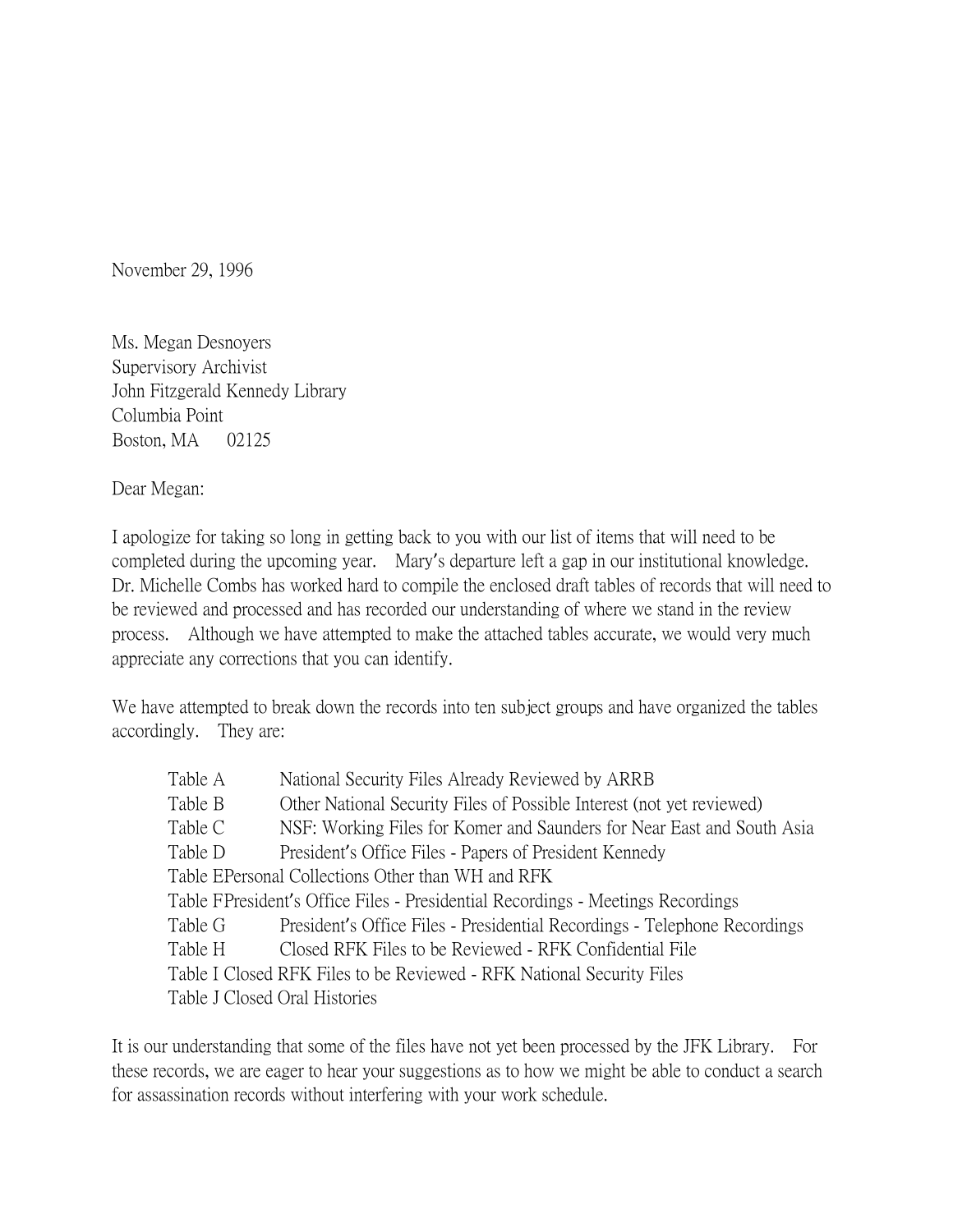November 29, 1996

Ms. Megan Desnoyers
Supervisory Archivist
John Fitzgerald Kennedy Library
Columbia Point
Boston, MA 02125

Dear Megan:

I apologize for taking so long in getting back to you with our list of items that will need to be completed during the upcoming year. Mary's departure left a gap in our institutional knowledge. Dr. Michelle Combs has worked hard to compile the enclosed draft tables of records that will need to be reviewed and processed and has recorded our understanding of where we stand in the review process. Although we have attempted to make the attached tables accurate, we would very much appreciate any corrections that you can identify.

We have attempted to break down the records into ten subject groups and have organized the tables accordingly. They are:

| | |
|---|---|
| Table A | National Security Files Already Reviewed by ARRB |
| Table B | Other National Security Files of Possible Interest (not yet reviewed) |
| Table C | NSF: Working Files for Komer and Saunders for Near East and South Asia |
| Table D | President's Office Files - Papers of President Kennedy |
| Table E | Personal Collections Other than WH and RFK |
| Table F | President's Office Files - Presidential Recordings - Meetings Recordings |
| Table G | President's Office Files - Presidential Recordings - Telephone Recordings |
| Table H | Closed RFK Files to be Reviewed - RFK Confidential File |
| Table I | Closed RFK Files to be Reviewed - RFK National Security Files |
| Table J | Closed Oral Histories |

It is our understanding that some of the files have not yet been processed by the JFK Library. For these records, we are eager to hear your suggestions as to how we might be able to conduct a search for assassination records without interfering with your work schedule.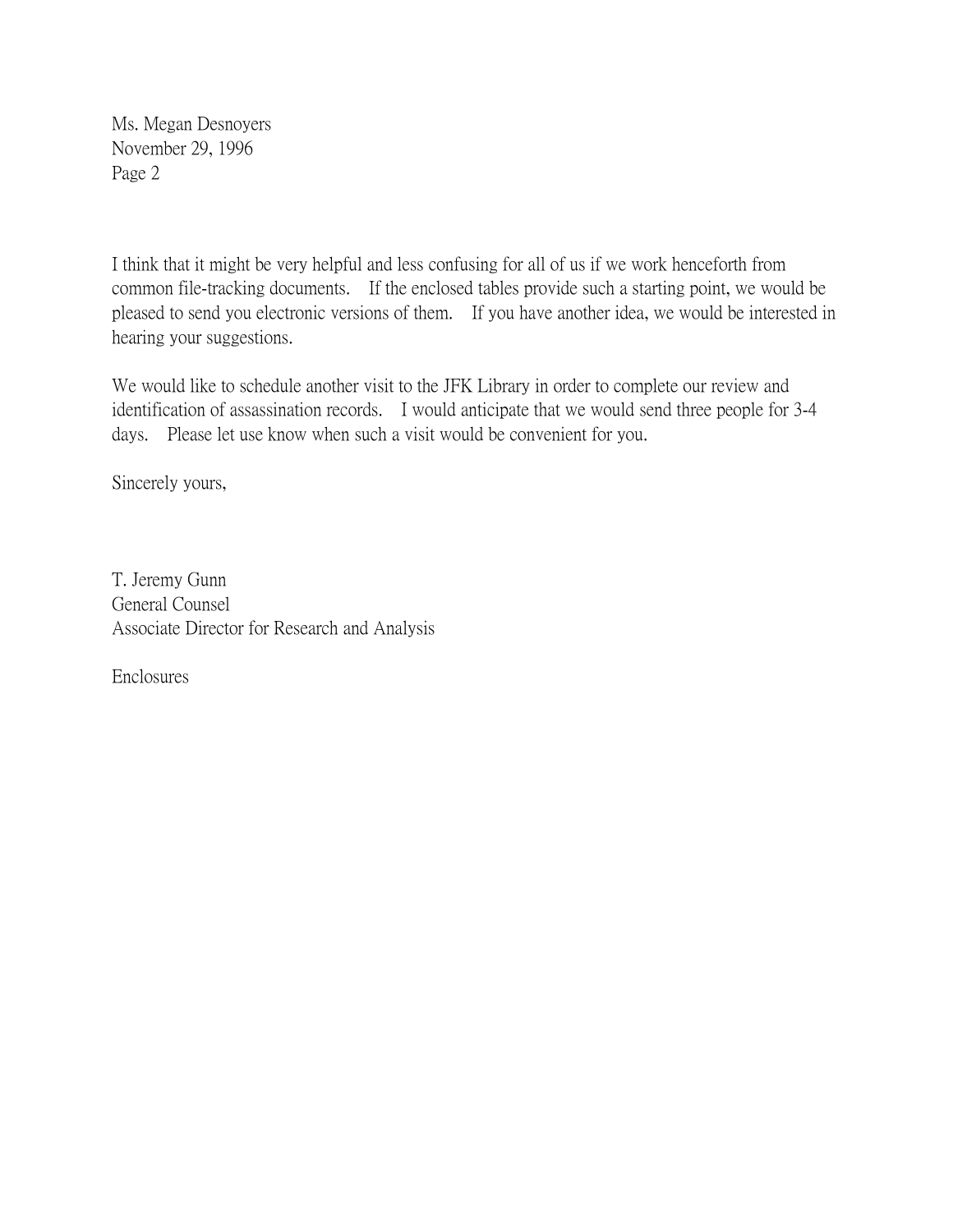Ms. Megan Desnoyers
November 29, 1996

I think that it might be very helpful and less confusing for all of us if we work henceforth from common file-tracking documents. If the enclosed tables provide such a starting point, we would be pleased to send you electronic versions of them. If you have another idea, we would be interested in hearing your suggestions.

We would like to schedule another visit to the JFK Library in order to complete our review and identification of assassination records. I would anticipate that we would send three people for 3-4 days. Please let use know when such a visit would be convenient for you.

Sincerely yours,

T. Jeremy Gunn
General Counsel
Associate Director for Research and Analysis

Enclosures